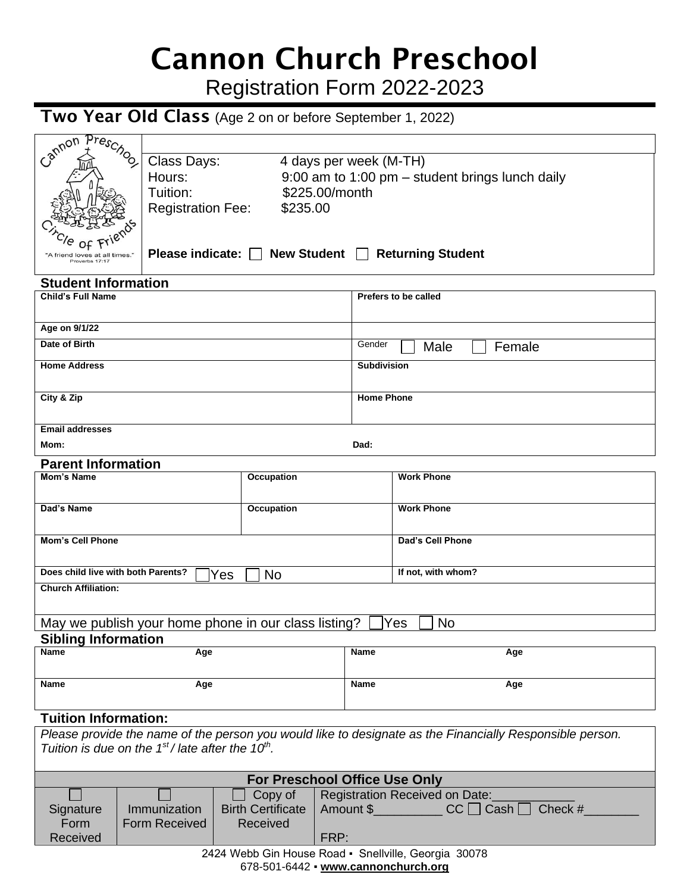# Cannon Church Preschool

Registration Form 2022-2023

## Two Year Old Class (Age 2 on or before September 1, 2022)

Cannon Preschool — Circle of Friends — "A friend loves at all times." Proverbs 17:17

| | |
|---|---|
| Class Days: | 4 days per week (M-TH) |
| Hours: | 9:00 am to 1:00 pm – student brings lunch daily |
| Tuition: | $225.00/month |
| Registration Fee: | $235.00 |

**Please indicate:** ☐ **New Student** ☐ **Returning Student**

### Student Information

| | |
|---|---|
| **Child's Full Name** | **Prefers to be called** |
| **Age on 9/1/22** | |
| **Date of Birth** | Gender ☐ Male ☐ Female |
| **Home Address** | **Subdivision** |
| **City & Zip** | **Home Phone** |
| **Email addresses** | |
| **Mom:** | **Dad:** |

### Parent Information

| | | |
|---|---|---|
| **Mom's Name** | **Occupation** | **Work Phone** |
| **Dad's Name** | **Occupation** | **Work Phone** |
| **Mom's Cell Phone** | | **Dad's Cell Phone** |
| **Does child live with both Parents?** ☐ Yes ☐ No | | **If not, with whom?** |
| **Church Affiliation:** | | |

May we publish your home phone in our class listing? ☐ Yes ☐ No

### Sibling Information

| | | | |
|---|---|---|---|
| **Name** | **Age** | **Name** | **Age** |
| **Name** | **Age** | **Name** | **Age** |

### Tuition Information:

*Please provide the name of the person you would like to designate as the Financially Responsible person. Tuition is due on the 1st / late after the 10th.*

| **For Preschool Office Use Only** | | | |
|---|---|---|---|
| ☐ Signature Form Received | ☐ Immunization Form Received | ☐ Copy of Birth Certificate Received | Registration Received on Date:____________ Amount $__________ CC ☐ Cash ☐ Check #________ FRP: |

2424 Webb Gin House Road ▪ Snellville, Georgia 30078
678-501-6442 ▪ **www.cannonchurch.org**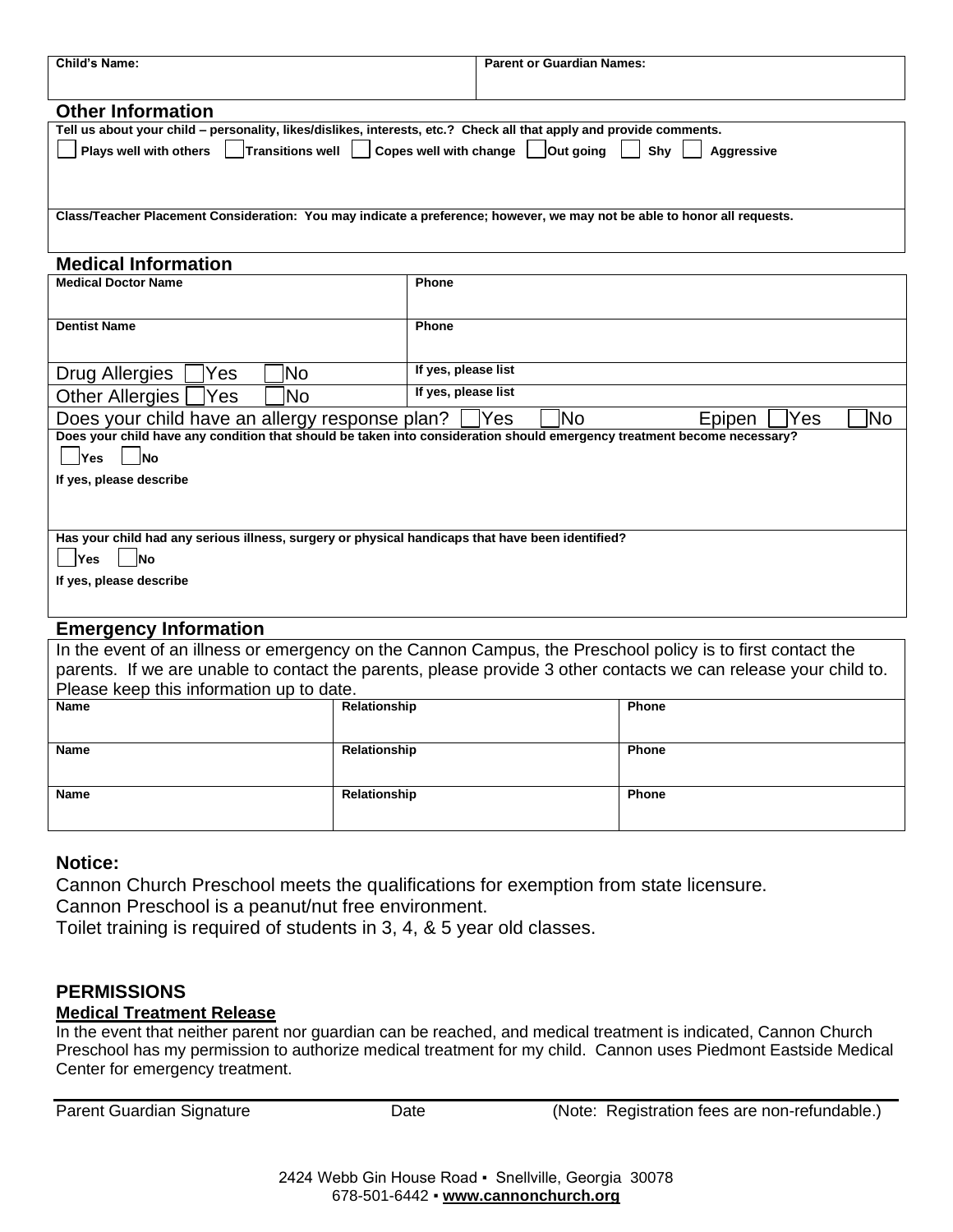| Child's Name: | Parent or Guardian Names: |
|---|---|
| | |

## Other Information

**Tell us about your child – personality, likes/dislikes, interests, etc.? Check all that apply and provide comments.**

☐ **Plays well with others** ☐ **Transitions well** ☐ **Copes well with change** ☐ **Out going** ☐ **Shy** ☐ **Aggressive**

**Class/Teacher Placement Consideration: You may indicate a preference; however, we may not be able to honor all requests.**

## Medical Information

| | |
|---|---|
| **Medical Doctor Name** | **Phone** |
| **Dentist Name** | **Phone** |
| Drug Allergies ☐ Yes ☐ No | **If yes, please list** |
| Other Allergies ☐ Yes ☐ No | **If yes, please list** |

Does your child have an allergy response plan? ☐ Yes ☐ No Epipen ☐ Yes ☐ No

**Does your child have any condition that should be taken into consideration should emergency treatment become necessary?**

☐ **Yes** ☐ **No**

**If yes, please describe**

**Has your child had any serious illness, surgery or physical handicaps that have been identified?**

☐ **Yes** ☐ **No**

**If yes, please describe**

## Emergency Information

In the event of an illness or emergency on the Cannon Campus, the Preschool policy is to first contact the parents. If we are unable to contact the parents, please provide 3 other contacts we can release your child to. Please keep this information up to date.

| Name | Relationship | Phone |
|---|---|---|
| | | |
| **Name** | **Relationship** | **Phone** |
| | | |
| **Name** | **Relationship** | **Phone** |
| | | |

### Notice:

Cannon Church Preschool meets the qualifications for exemption from state licensure.
Cannon Preschool is a peanut/nut free environment.
Toilet training is required of students in 3, 4, & 5 year old classes.

### PERMISSIONS

**Medical Treatment Release**

In the event that neither parent nor guardian can be reached, and medical treatment is indicated, Cannon Church Preschool has my permission to authorize medical treatment for my child. Cannon uses Piedmont Eastside Medical Center for emergency treatment.

Parent Guardian Signature          Date          (Note: Registration fees are non-refundable.)

2424 Webb Gin House Road ▪ Snellville, Georgia 30078
678-501-6442 ▪ **www.cannonchurch.org**